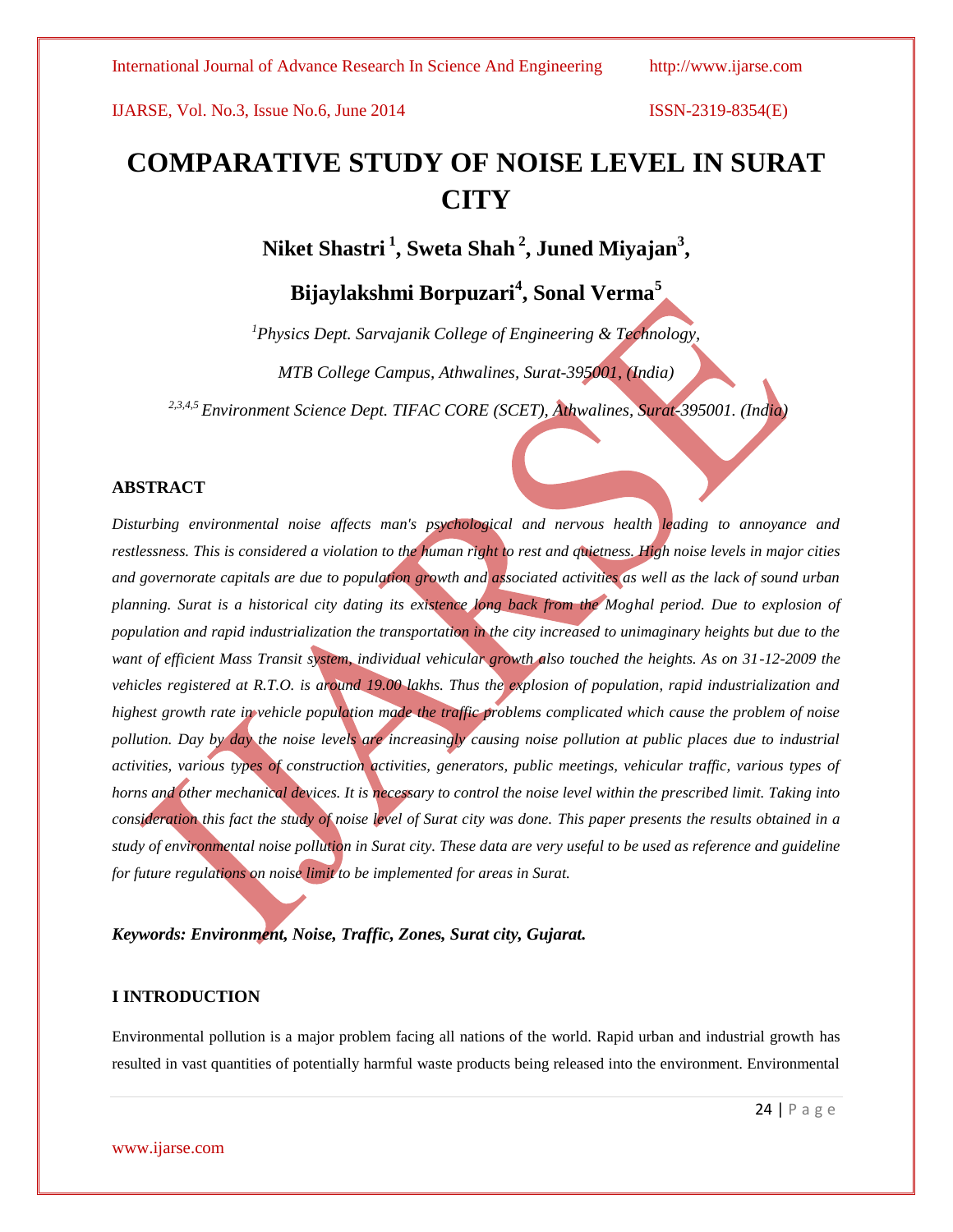# COMPARATIVE STUDY OF NOISE LEVEL IN SURAT CITY

**Niket Shastri [1], Sweta Shah [2], Juned Miyajan[3], Bijaylakshmi Borpuzari[4], Sonal Verma[5]**

*[1]Physics Dept. Sarvajanik College of Engineering & Technology, MTB College Campus, Athwalines, Surat-395001, (India)*

*[2,3,4,5] Environment Science Dept. TIFAC CORE (SCET), Athwalines, Surat-395001. (India)*

## ABSTRACT

*Disturbing environmental noise affects man's psychological and nervous health leading to annoyance and restlessness. This is considered a violation to the human right to rest and quietness. High noise levels in major cities and governorate capitals are due to population growth and associated activities as well as the lack of sound urban planning. Surat is a historical city dating its existence long back from the Moghal period. Due to explosion of population and rapid industrialization the transportation in the city increased to unimaginary heights but due to the want of efficient Mass Transit system, individual vehicular growth also touched the heights. As on 31-12-2009 the vehicles registered at R.T.O. is around 19.00 lakhs. Thus the explosion of population, rapid industrialization and highest growth rate in vehicle population made the traffic problems complicated which cause the problem of noise pollution. Day by day the noise levels are increasingly causing noise pollution at public places due to industrial activities, various types of construction activities, generators, public meetings, vehicular traffic, various types of horns and other mechanical devices. It is necessary to control the noise level within the prescribed limit. Taking into consideration this fact the study of noise level of Surat city was done. This paper presents the results obtained in a study of environmental noise pollution in Surat city. These data are very useful to be used as reference and guideline for future regulations on noise limit to be implemented for areas in Surat.*

***Keywords: Environment, Noise, Traffic, Zones, Surat city, Gujarat.***

## I INTRODUCTION

Environmental pollution is a major problem facing all nations of the world. Rapid urban and industrial growth has resulted in vast quantities of potentially harmful waste products being released into the environment. Environmental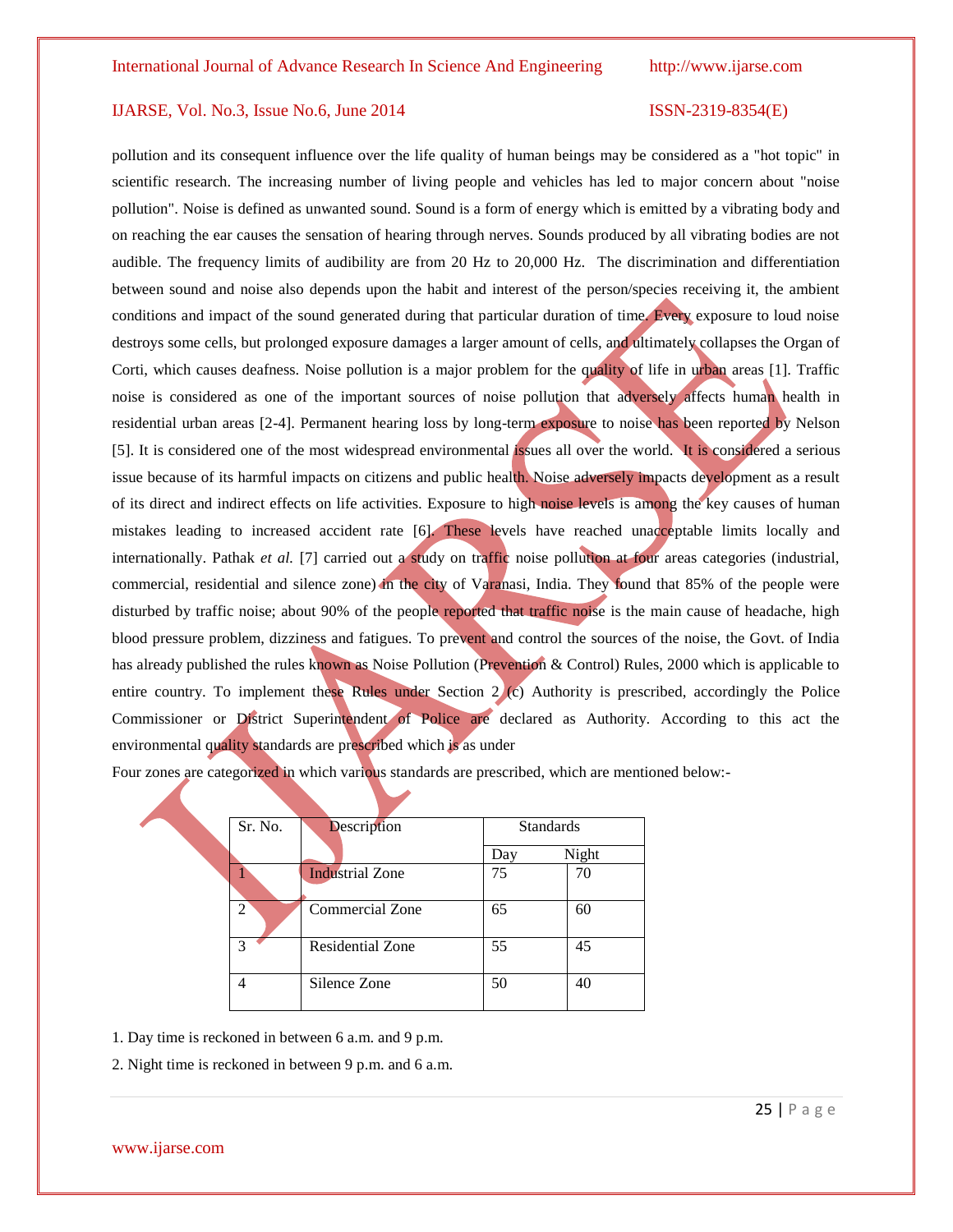pollution and its consequent influence over the life quality of human beings may be considered as a "hot topic" in scientific research. The increasing number of living people and vehicles has led to major concern about "noise pollution". Noise is defined as unwanted sound. Sound is a form of energy which is emitted by a vibrating body and on reaching the ear causes the sensation of hearing through nerves. Sounds produced by all vibrating bodies are not audible. The frequency limits of audibility are from 20 Hz to 20,000 Hz. The discrimination and differentiation between sound and noise also depends upon the habit and interest of the person/species receiving it, the ambient conditions and impact of the sound generated during that particular duration of time. Every exposure to loud noise destroys some cells, but prolonged exposure damages a larger amount of cells, and ultimately collapses the Organ of Corti, which causes deafness. Noise pollution is a major problem for the quality of life in urban areas [1]. Traffic noise is considered as one of the important sources of noise pollution that adversely affects human health in residential urban areas [2-4]. Permanent hearing loss by long-term exposure to noise has been reported by Nelson [5]. It is considered one of the most widespread environmental issues all over the world. It is considered a serious issue because of its harmful impacts on citizens and public health. Noise adversely impacts development as a result of its direct and indirect effects on life activities. Exposure to high noise levels is among the key causes of human mistakes leading to increased accident rate [6]. These levels have reached unacceptable limits locally and internationally. Pathak *et al.* [7] carried out a study on traffic noise pollution at four areas categories (industrial, commercial, residential and silence zone) in the city of Varanasi, India. They found that 85% of the people were disturbed by traffic noise; about 90% of the people reported that traffic noise is the main cause of headache, high blood pressure problem, dizziness and fatigues. To prevent and control the sources of the noise, the Govt. of India has already published the rules known as Noise Pollution (Prevention & Control) Rules, 2000 which is applicable to entire country. To implement these Rules under Section 2 (c) Authority is prescribed, accordingly the Police Commissioner or District Superintendent of Police are declared as Authority. According to this act the environmental quality standards are prescribed which is as under

Four zones are categorized in which various standards are prescribed, which are mentioned below:-

| Sr. No. | Description | Standards | |
|---|---|---|---|
| | | Day | Night |
| 1 | Industrial Zone | 75 | 70 |
| 2 | Commercial Zone | 65 | 60 |
| 3 | Residential Zone | 55 | 45 |
| 4 | Silence Zone | 50 | 40 |

1. Day time is reckoned in between 6 a.m. and 9 p.m.

2. Night time is reckoned in between 9 p.m. and 6 a.m.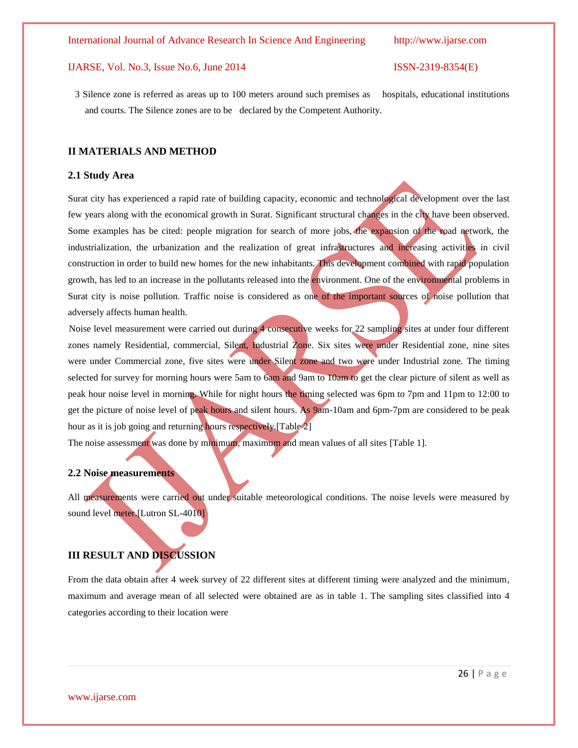3 Silence zone is referred as areas up to 100 meters around such premises as hospitals, educational institutions and courts. The Silence zones are to be declared by the Competent Authority.

## II MATERIALS AND METHOD

### 2.1 Study Area

Surat city has experienced a rapid rate of building capacity, economic and technological development over the last few years along with the economical growth in Surat. Significant structural changes in the city have been observed. Some examples has be cited: people migration for search of more jobs, the expansion of the road network, the industrialization, the urbanization and the realization of great infrastructures and increasing activities in civil construction in order to build new homes for the new inhabitants. This development combined with rapid population growth, has led to an increase in the pollutants released into the environment. One of the environmental problems in Surat city is noise pollution. Traffic noise is considered as one of the important sources of noise pollution that adversely affects human health.

Noise level measurement were carried out during 4 consecutive weeks for 22 sampling sites at under four different zones namely Residential, commercial, Silent, Industrial Zone. Six sites were under Residential zone, nine sites were under Commercial zone, five sites were under Silent zone and two were under Industrial zone. The timing selected for survey for morning hours were 5am to 6am and 9am to 10am to get the clear picture of silent as well as peak hour noise level in morning. While for night hours the timing selected was 6pm to 7pm and 11pm to 12:00 to get the picture of noise level of peak hours and silent hours. As 9am-10am and 6pm-7pm are considered to be peak hour as it is job going and returning hours respectively.[Table 2]

The noise assessment was done by minimum, maximum and mean values of all sites [Table 1].

### 2.2 Noise measurements

All measurements were carried out under suitable meteorological conditions. The noise levels were measured by sound level meter.[Lutron SL-4010]

## III RESULT AND DISCUSSION

From the data obtain after 4 week survey of 22 different sites at different timing were analyzed and the minimum, maximum and average mean of all selected were obtained are as in table 1. The sampling sites classified into 4 categories according to their location were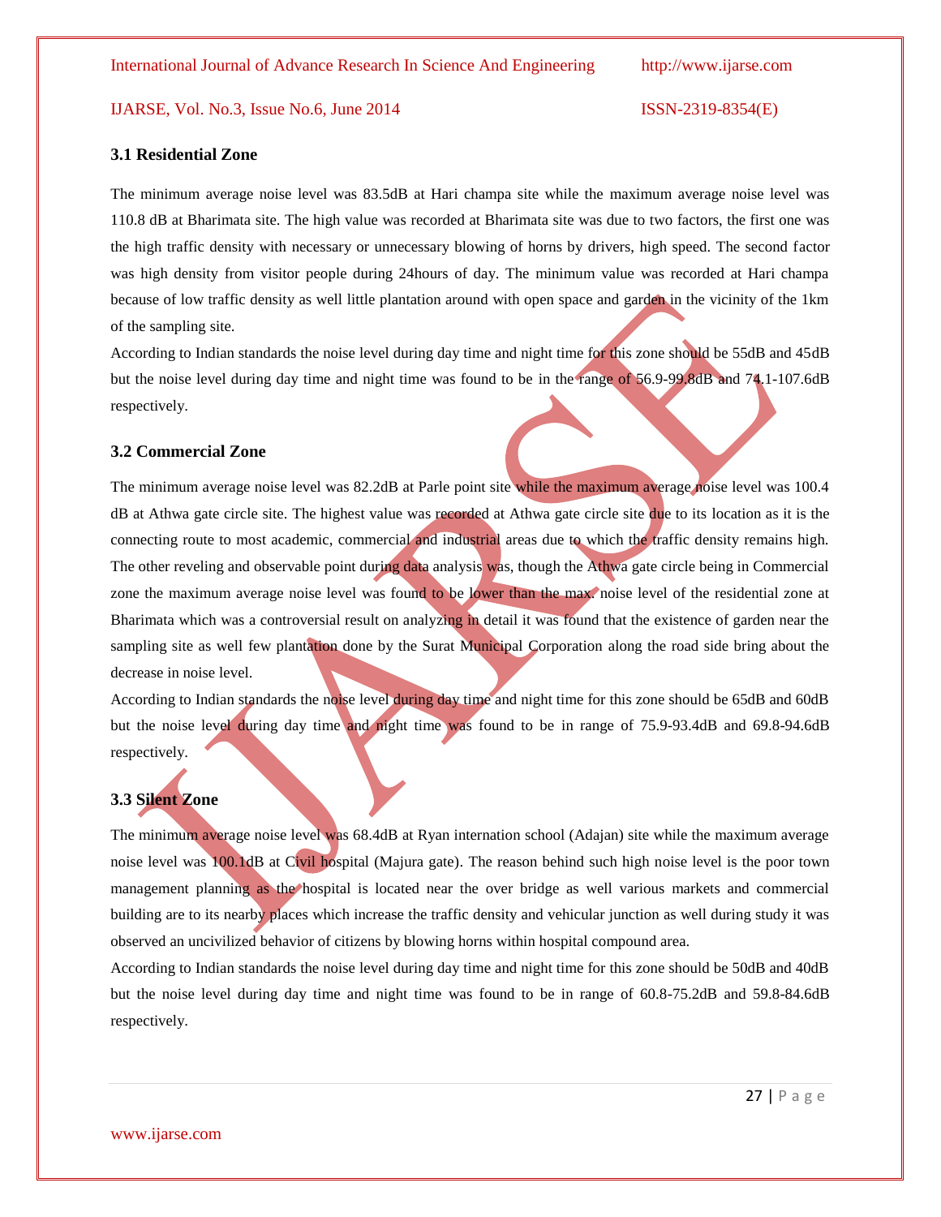### 3.1 Residential Zone

The minimum average noise level was 83.5dB at Hari champa site while the maximum average noise level was 110.8 dB at Bharimata site. The high value was recorded at Bharimata site was due to two factors, the first one was the high traffic density with necessary or unnecessary blowing of horns by drivers, high speed. The second factor was high density from visitor people during 24hours of day. The minimum value was recorded at Hari champa because of low traffic density as well little plantation around with open space and garden in the vicinity of the 1km of the sampling site.

According to Indian standards the noise level during day time and night time for this zone should be 55dB and 45dB but the noise level during day time and night time was found to be in the range of 56.9-99.8dB and 74.1-107.6dB respectively.

### 3.2 Commercial Zone

The minimum average noise level was 82.2dB at Parle point site while the maximum average noise level was 100.4 dB at Athwa gate circle site. The highest value was recorded at Athwa gate circle site due to its location as it is the connecting route to most academic, commercial and industrial areas due to which the traffic density remains high. The other reveling and observable point during data analysis was, though the Athwa gate circle being in Commercial zone the maximum average noise level was found to be lower than the max. noise level of the residential zone at Bharimata which was a controversial result on analyzing in detail it was found that the existence of garden near the sampling site as well few plantation done by the Surat Municipal Corporation along the road side bring about the decrease in noise level.

According to Indian standards the noise level during day time and night time for this zone should be 65dB and 60dB but the noise level during day time and night time was found to be in range of 75.9-93.4dB and 69.8-94.6dB respectively.

### 3.3 Silent Zone

The minimum average noise level was 68.4dB at Ryan internation school (Adajan) site while the maximum average noise level was 100.1dB at Civil hospital (Majura gate). The reason behind such high noise level is the poor town management planning as the hospital is located near the over bridge as well various markets and commercial building are to its nearby places which increase the traffic density and vehicular junction as well during study it was observed an uncivilized behavior of citizens by blowing horns within hospital compound area.

According to Indian standards the noise level during day time and night time for this zone should be 50dB and 40dB but the noise level during day time and night time was found to be in range of 60.8-75.2dB and 59.8-84.6dB respectively.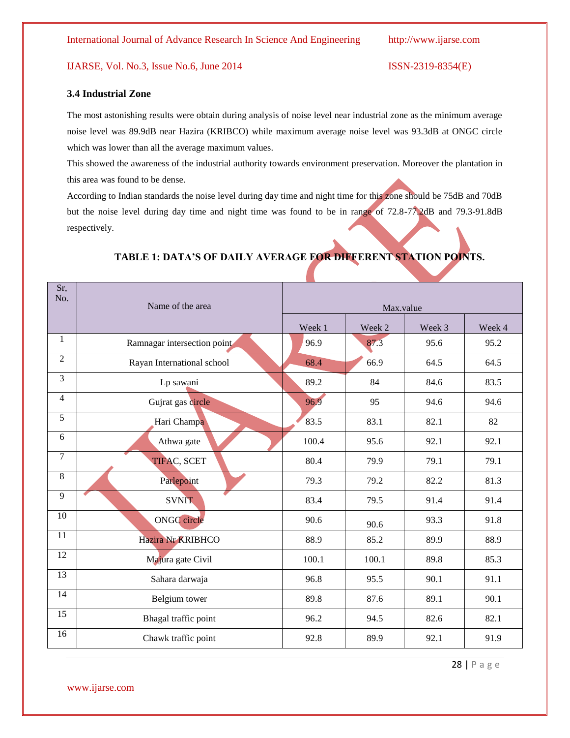### 3.4 Industrial Zone

The most astonishing results were obtain during analysis of noise level near industrial zone as the minimum average noise level was 89.9dB near Hazira (KRIBCO) while maximum average noise level was 93.3dB at ONGC circle which was lower than all the average maximum values.

This showed the awareness of the industrial authority towards environment preservation. Moreover the plantation in this area was found to be dense.

According to Indian standards the noise level during day time and night time for this zone should be 75dB and 70dB but the noise level during day time and night time was found to be in range of 72.8-77.2dB and 79.3-91.8dB respectively.

**TABLE 1: DATA'S OF DAILY AVERAGE FOR DIFFERENT STATION POINTS.**

| Sr, No. | Name of the area | Max.value | | | |
|---|---|---|---|---|---|
| | | Week 1 | Week 2 | Week 3 | Week 4 |
| 1 | Ramnagar intersection point | 96.9 | 87.3 | 95.6 | 95.2 |
| 2 | Rayan International school | 68.4 | 66.9 | 64.5 | 64.5 |
| 3 | Lp sawani | 89.2 | 84 | 84.6 | 83.5 |
| 4 | Gujrat gas circle | 96.9 | 95 | 94.6 | 94.6 |
| 5 | Hari Champa | 83.5 | 83.1 | 82.1 | 82 |
| 6 | Athwa gate | 100.4 | 95.6 | 92.1 | 92.1 |
| 7 | TIFAC, SCET | 80.4 | 79.9 | 79.1 | 79.1 |
| 8 | Parlepoint | 79.3 | 79.2 | 82.2 | 81.3 |
| 9 | SVNIT | 83.4 | 79.5 | 91.4 | 91.4 |
| 10 | ONGC circle | 90.6 | 90.6 | 93.3 | 91.8 |
| 11 | Hazira Nr KRIBHCO | 88.9 | 85.2 | 89.9 | 88.9 |
| 12 | Majura gate Civil | 100.1 | 100.1 | 89.8 | 85.3 |
| 13 | Sahara darwaja | 96.8 | 95.5 | 90.1 | 91.1 |
| 14 | Belgium tower | 89.8 | 87.6 | 89.1 | 90.1 |
| 15 | Bhagal traffic point | 96.2 | 94.5 | 82.6 | 82.1 |
| 16 | Chawk traffic point | 92.8 | 89.9 | 92.1 | 91.9 |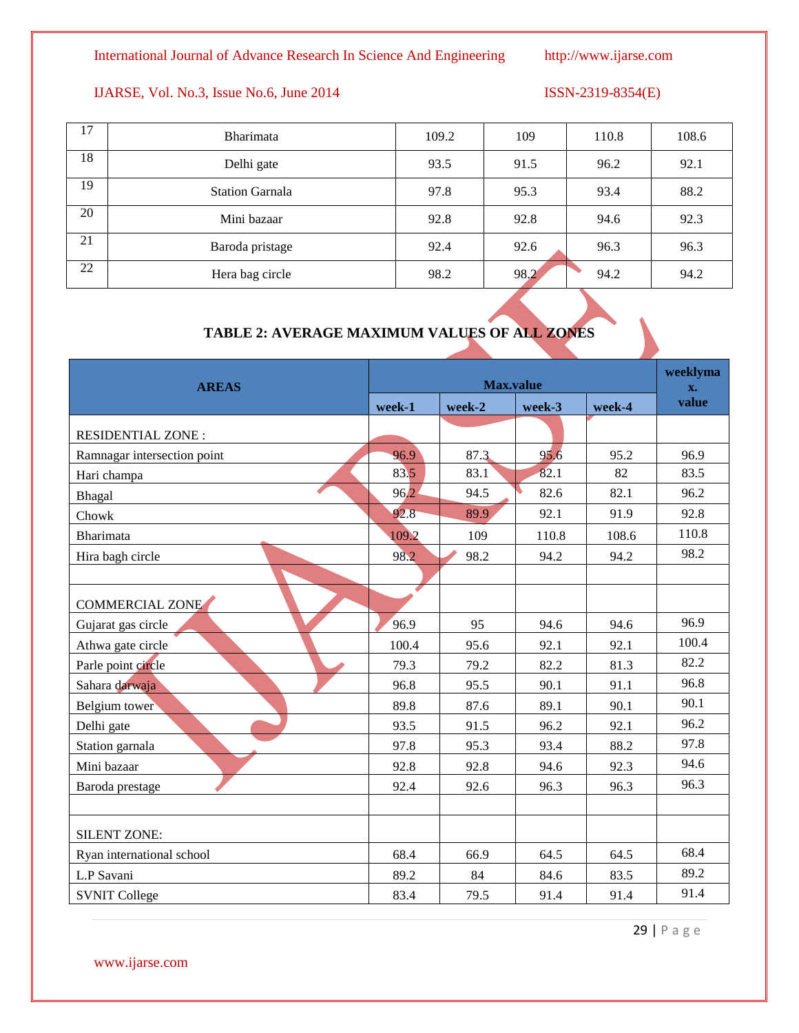| 17 | Bharimata | 109.2 | 109 | 110.8 | 108.6 |
|---|---|---|---|---|---|
| 18 | Delhi gate | 93.5 | 91.5 | 96.2 | 92.1 |
| 19 | Station Garnala | 97.8 | 95.3 | 93.4 | 88.2 |
| 20 | Mini bazaar | 92.8 | 92.8 | 94.6 | 92.3 |
| 21 | Baroda pristage | 92.4 | 92.6 | 96.3 | 96.3 |
| 22 | Hera bag circle | 98.2 | 98.2 | 94.2 | 94.2 |

## TABLE 2: AVERAGE MAXIMUM VALUES OF ALL ZONES

| AREAS | Max.value | | | | weeklymax. value |
|---|---|---|---|---|---|
| | week-1 | week-2 | week-3 | week-4 | |
| RESIDENTIAL ZONE : | | | | | |
| Ramnagar intersection point | 96.9 | 87.3 | 95.6 | 95.2 | 96.9 |
| Hari champa | 83.5 | 83.1 | 82.1 | 82 | 83.5 |
| Bhagal | 96.2 | 94.5 | 82.6 | 82.1 | 96.2 |
| Chowk | 92.8 | 89.9 | 92.1 | 91.9 | 92.8 |
| Bharimata | 109.2 | 109 | 110.8 | 108.6 | 110.8 |
| Hira bagh circle | 98.2 | 98.2 | 94.2 | 94.2 | 98.2 |
| | | | | | |
| COMMERCIAL ZONE | | | | | |
| Gujarat gas circle | 96.9 | 95 | 94.6 | 94.6 | 96.9 |
| Athwa gate circle | 100.4 | 95.6 | 92.1 | 92.1 | 100.4 |
| Parle point circle | 79.3 | 79.2 | 82.2 | 81.3 | 82.2 |
| Sahara darwaja | 96.8 | 95.5 | 90.1 | 91.1 | 96.8 |
| Belgium tower | 89.8 | 87.6 | 89.1 | 90.1 | 90.1 |
| Delhi gate | 93.5 | 91.5 | 96.2 | 92.1 | 96.2 |
| Station garnala | 97.8 | 95.3 | 93.4 | 88.2 | 97.8 |
| Mini bazaar | 92.8 | 92.8 | 94.6 | 92.3 | 94.6 |
| Baroda prestage | 92.4 | 92.6 | 96.3 | 96.3 | 96.3 |
| | | | | | |
| SILENT ZONE: | | | | | |
| Ryan international school | 68.4 | 66.9 | 64.5 | 64.5 | 68.4 |
| L.P Savani | 89.2 | 84 | 84.6 | 83.5 | 89.2 |
| SVNIT College | 83.4 | 79.5 | 91.4 | 91.4 | 91.4 |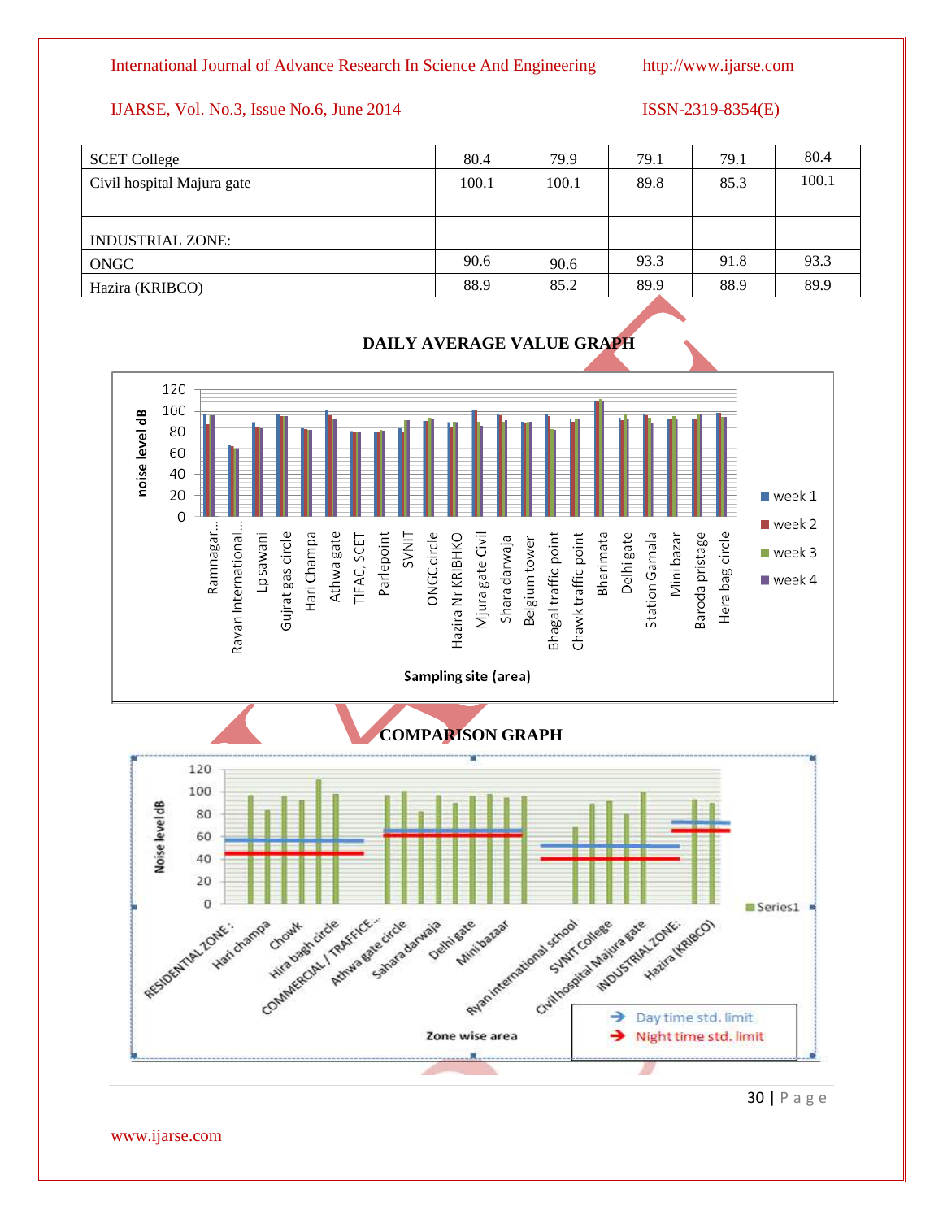| | | | | | |
|---|---|---|---|---|---|
| SCET College | 80.4 | 79.9 | 79.1 | 79.1 | 80.4 |
| Civil hospital Majura gate | 100.1 | 100.1 | 89.8 | 85.3 | 100.1 |
| | | | | | |
| INDUSTRIAL ZONE: | | | | | |
| ONGC | 90.6 | 90.6 | 93.3 | 91.8 | 93.3 |
| Hazira (KRIBCO) | 88.9 | 85.2 | 89.9 | 88.9 | 89.9 |

**DAILY AVERAGE VALUE GRAPH**

**COMPARISON GRAPH**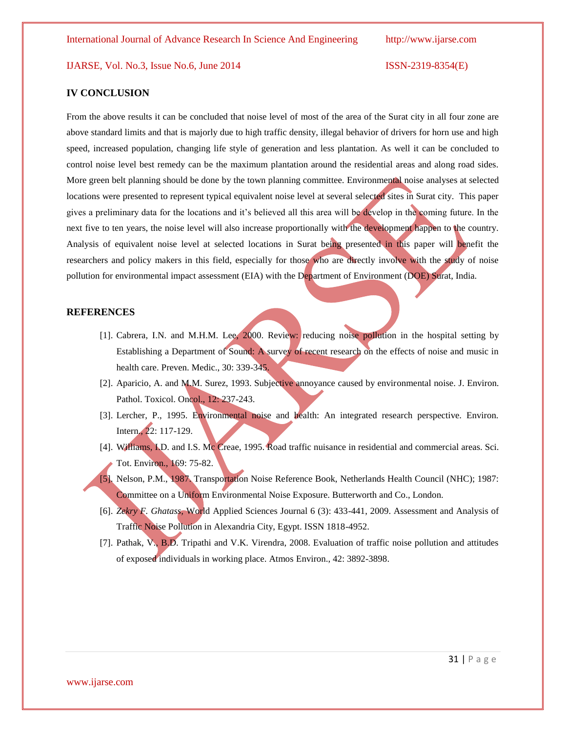## IV CONCLUSION

From the above results it can be concluded that noise level of most of the area of the Surat city in all four zone are above standard limits and that is majorly due to high traffic density, illegal behavior of drivers for horn use and high speed, increased population, changing life style of generation and less plantation. As well it can be concluded to control noise level best remedy can be the maximum plantation around the residential areas and along road sides. More green belt planning should be done by the town planning committee. Environmental noise analyses at selected locations were presented to represent typical equivalent noise level at several selected sites in Surat city. This paper gives a preliminary data for the locations and it's believed all this area will be develop in the coming future. In the next five to ten years, the noise level will also increase proportionally with the development happen to the country. Analysis of equivalent noise level at selected locations in Surat being presented in this paper will benefit the researchers and policy makers in this field, especially for those who are directly involve with the study of noise pollution for environmental impact assessment (EIA) with the Department of Environment (DOE) Surat, India.

## REFERENCES

[1]. Cabrera, I.N. and M.H.M. Lee, 2000. Review: reducing noise pollution in the hospital setting by Establishing a Department of Sound: A survey of recent research on the effects of noise and music in health care. Preven. Medic., 30: 339-345.

[2]. Aparicio, A. and M.M. Surez, 1993. Subjective annoyance caused by environmental noise. J. Environ. Pathol. Toxicol. Oncol., 12: 237-243.

[3]. Lercher, P., 1995. Environmental noise and health: An integrated research perspective. Environ. Intern., 22: 117-129.

[4]. Williams, I.D. and I.S. Mc Creae, 1995. Road traffic nuisance in residential and commercial areas. Sci. Tot. Environ., 169: 75-82.

[5]. Nelson, P.M., 1987. Transportation Noise Reference Book, Netherlands Health Council (NHC); 1987: Committee on a Uniform Environmental Noise Exposure. Butterworth and Co., London.

[6]. *Zekry F. Ghatass*, World Applied Sciences Journal 6 (3): 433-441, 2009. Assessment and Analysis of Traffic Noise Pollution in Alexandria City, Egypt. ISSN 1818-4952.

[7]. Pathak, V., B.D. Tripathi and V.K. Virendra, 2008. Evaluation of traffic noise pollution and attitudes of exposed individuals in working place. Atmos Environ., 42: 3892-3898.